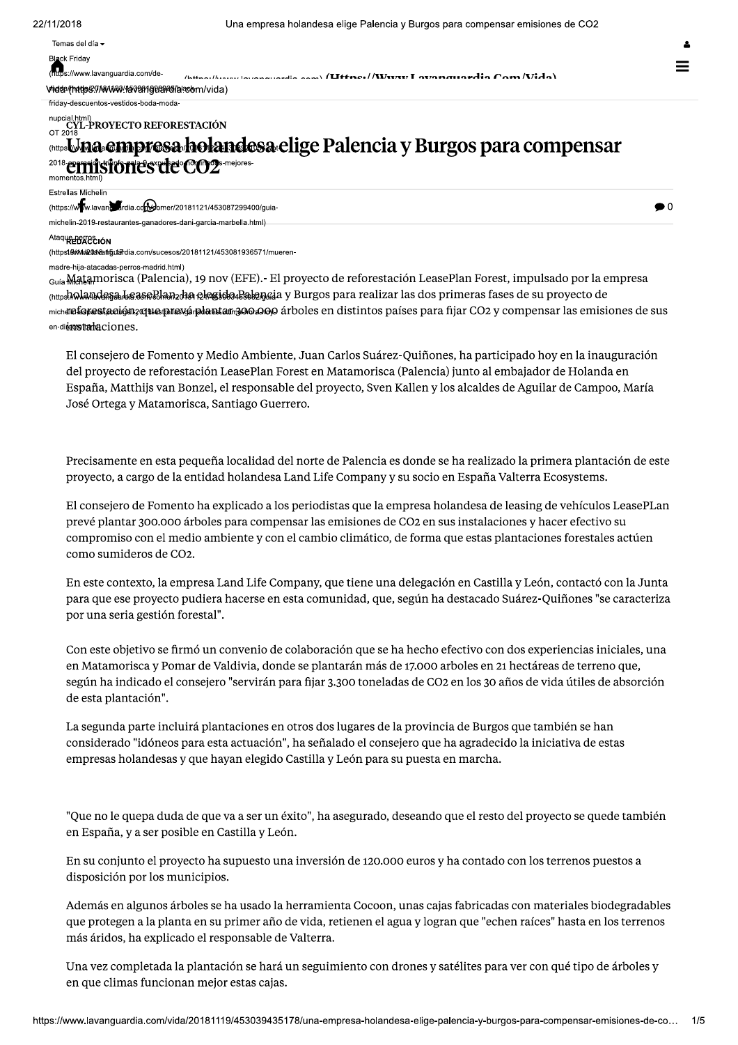CYL-PROYECTO REFORESTACIÓN

# Una empresa holandesa elige Palencia y Burgos para compensar emisiones de $CO_2$

REDACCIÓN

Matamorisca (Palencia), 19 nov (EFE).- El proyecto de reforestación LeasePlan Forest, impulsado por la empresa holandesa LeasePlan, ha elegido Palencia y Burgos para realizar las dos primeras fases de su proyecto de reforestación, que prevé plantar 300.000 árboles en distintos países para fijar $CO_2$ y compensar las emisiones de sus instalaciones.

El consejero de Fomento y Medio Ambiente, Juan Carlos Suárez-Quiñones, ha participado hoy en la inauguración del proyecto de reforestación LeasePlan Forest en Matamorisca (Palencia) junto al embajador de Holanda en España, Matthijs van Bonzel, el responsable del proyecto, Sven Kallen y los alcaldes de Aguilar de Campoo, María José Ortega y Matamorisca, Santiago Guerrero.

Precisamente en esta pequeña localidad del norte de Palencia es donde se ha realizado la primera plantación de este proyecto, a cargo de la entidad holandesa Land Life Company y su socio en España Valterra Ecosystems.

El consejero de Fomento ha explicado a los periodistas que la empresa holandesa de leasing de vehículos LeasePLan prevé plantar 300.000 árboles para compensar las emisiones de $CO_2$ en sus instalaciones y hacer efectivo su compromiso con el medio ambiente y con el cambio climático, de forma que estas plantaciones forestales actúen como sumideros de $CO_2$.

En este contexto, la empresa Land Life Company, que tiene una delegación en Castilla y León, contactó con la Junta para que ese proyecto pudiera hacerse en esta comunidad, que, según ha destacado Suárez-Quiñones "se caracteriza por una seria gestión forestal".

Con este objetivo se firmó un convenio de colaboración que se ha hecho efectivo con dos experiencias iniciales, una en Matamorisca y Pomar de Valdivia, donde se plantarán más de 17.000 arboles en 21 hectáreas de terreno que, según ha indicado el consejero "servirán para fijar 3.300 toneladas de $CO_2$ en los 30 años de vida útiles de absorción de esta plantación".

La segunda parte incluirá plantaciones en otros dos lugares de la provincia de Burgos que también se han considerado "idóneos para esta actuación", ha señalado el consejero que ha agradecido la iniciativa de estas empresas holandesas y que hayan elegido Castilla y León para su puesta en marcha.

"Que no le quepa duda de que va a ser un éxito", ha asegurado, deseando que el resto del proyecto se quede también en España, y a ser posible en Castilla y León.

En su conjunto el proyecto ha supuesto una inversión de 120.000 euros y ha contado con los terrenos puestos a disposición por los municipios.

Además en algunos árboles se ha usado la herramienta Cocoon, unas cajas fabricadas con materiales biodegradables que protegen a la planta en su primer año de vida, retienen el agua y logran que "echen raíces" hasta en los terrenos más áridos, ha explicado el responsable de Valterra.

Una vez completada la plantación se hará un seguimiento con drones y satélites para ver con qué tipo de árboles y en que climas funcionan mejor estas cajas.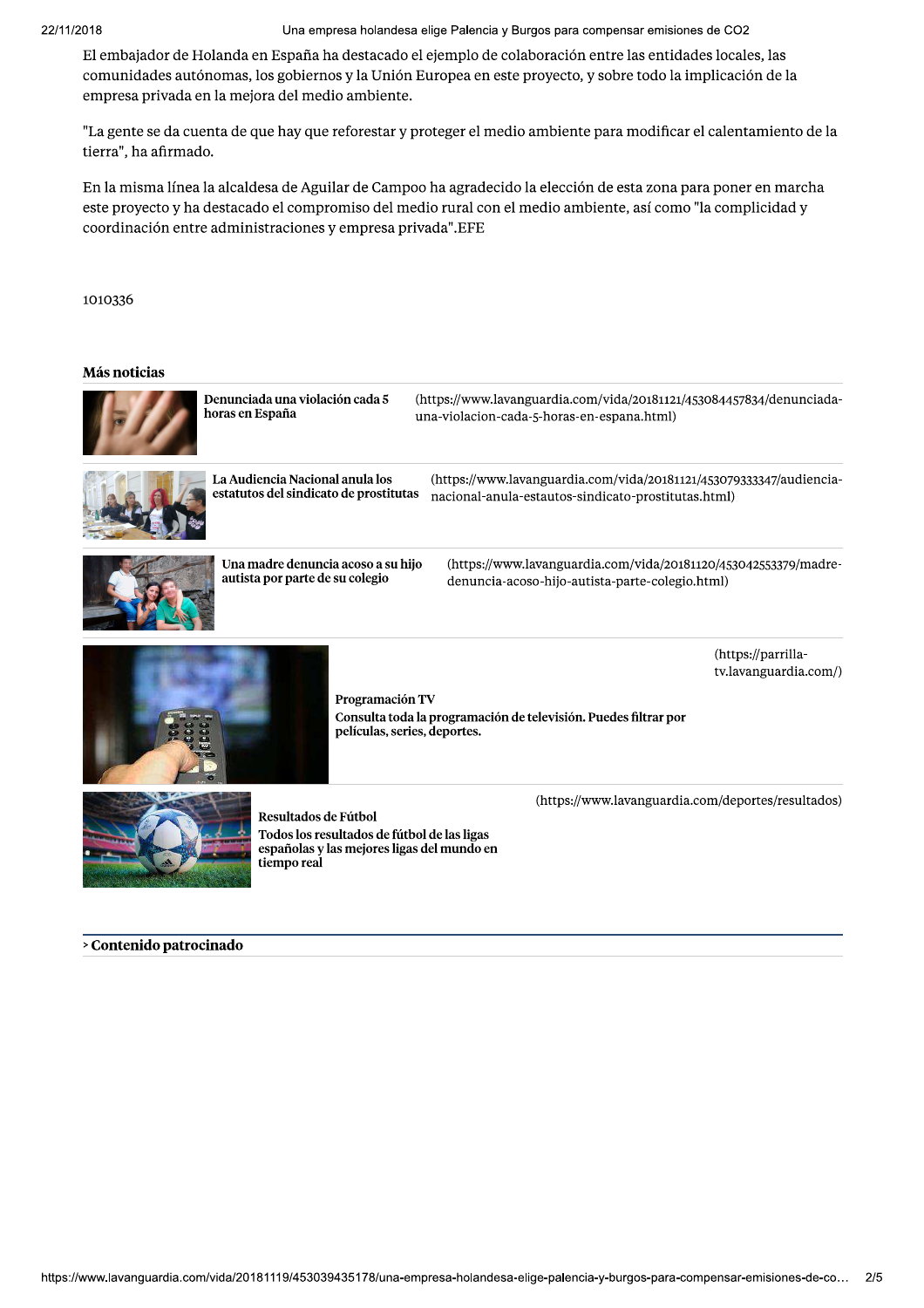El embajador de Holanda en España ha destacado el ejemplo de colaboración entre las entidades locales, las comunidades autónomas, los gobiernos y la Unión Europea en este proyecto, y sobre todo la implicación de la empresa privada en la mejora del medio ambiente.

"La gente se da cuenta de que hay que reforestar y proteger el medio ambiente para modificar el calentamiento de la tierra", ha afirmado.

En la misma línea la alcaldesa de Aguilar de Campoo ha agradecido la elección de esta zona para poner en marcha este proyecto y ha destacado el compromiso del medio rural con el medio ambiente, así como "la complicidad y coordinación entre administraciones y empresa privada".EFE

1010336

**Más noticias**

**Denunciada una violación cada 5 horas en España** (https://www.lavanguardia.com/vida/20181121/453084457834/denunciada-una-violacion-cada-5-horas-en-espana.html)

**La Audiencia Nacional anula los estatutos del sindicato de prostitutas** (https://www.lavanguardia.com/vida/20181121/453079333347/audiencia-nacional-anula-estautos-sindicato-prostitutas.html)

**Una madre denuncia acoso a su hijo autista por parte de su colegio** (https://www.lavanguardia.com/vida/20181120/453042553379/madre-denuncia-acoso-hijo-autista-parte-colegio.html)

(https://parrilla-tv.lavanguardia.com/)

**Programación TV**
**Consulta toda la programación de televisión. Puedes filtrar por películas, series, deportes.**

(https://www.lavanguardia.com/deportes/resultados)

**Resultados de Fútbol**
**Todos los resultados de fútbol de las ligas españolas y las mejores ligas del mundo en tiempo real**

**› Contenido patrocinado**